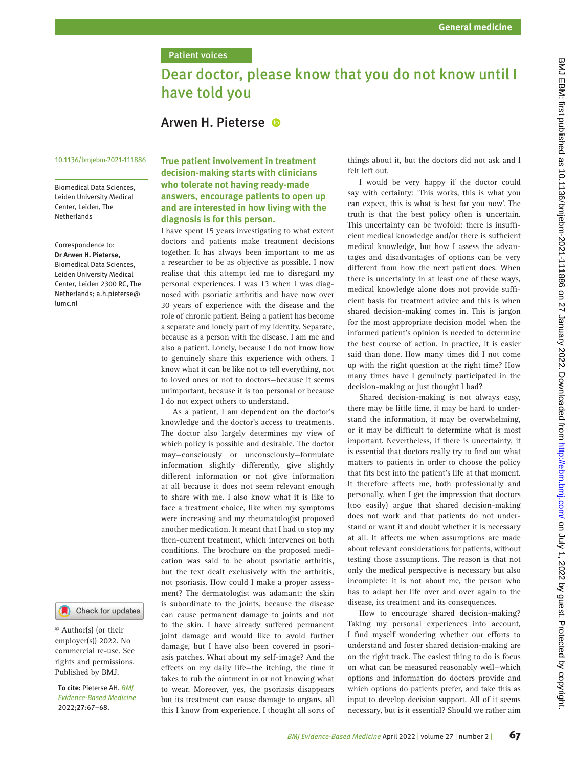Patient voices

# Dear doctor, please know that you do not know until I have told you

## Arwen H. Pieterse

10.1136/bmjebm-2021-111886

Biomedical Data Sciences, Leiden University Medical Center, Leiden, The Netherlands

Correspondence to: **Dr Arwen H. Pieterse,** Biomedical Data Sciences, Leiden University Medical Center, Leiden 2300 RC, The Netherlands; a.h.pieterse@lumc.nl

© Author(s) (or their employer(s)) 2022. No commercial re-use. See rights and permissions. Published by BMJ.

**To cite:** Pieterse AH. *BMJ Evidence-Based Medicine* 2022;**27**:67–68.

**True patient involvement in treatment decision-making starts with clinicians who tolerate not having ready-made answers, encourage patients to open up and are interested in how living with the diagnosis is for this person.**

I have spent 15 years investigating to what extent doctors and patients make treatment decisions together. It has always been important to me as a researcher to be as objective as possible. I now realise that this attempt led me to disregard my personal experiences. I was 13 when I was diagnosed with psoriatic arthritis and have now over 30 years of experience with the disease and the role of chronic patient. Being a patient has become a separate and lonely part of my identity. Separate, because as a person with the disease, I am me and also a patient. Lonely, because I do not know how to genuinely share this experience with others. I know what it can be like not to tell everything, not to loved ones or not to doctors—because it seems unimportant, because it is too personal or because I do not expect others to understand.

As a patient, I am dependent on the doctor's knowledge and the doctor's access to treatments. The doctor also largely determines my view of which policy is possible and desirable. The doctor may—consciously or unconsciously—formulate information slightly differently, give slightly different information or not give information at all because it does not seem relevant enough to share with me. I also know what it is like to face a treatment choice, like when my symptoms were increasing and my rheumatologist proposed another medication. It meant that I had to stop my then-current treatment, which intervenes on both conditions. The brochure on the proposed medication was said to be about psoriatic arthritis, but the text dealt exclusively with the arthritis, not psoriasis. How could I make a proper assessment? The dermatologist was adamant: the skin is subordinate to the joints, because the disease can cause permanent damage to joints and not to the skin. I have already suffered permanent joint damage and would like to avoid further damage, but I have also been covered in psoriasis patches. What about my self-image? And the effects on my daily life—the itching, the time it takes to rub the ointment in or not knowing what to wear. Moreover, yes, the psoriasis disappears but its treatment can cause damage to organs, all this I know from experience. I thought all sorts of things about it, but the doctors did not ask and I felt left out.

I would be very happy if the doctor could say with certainty: 'This works, this is what you can expect, this is what is best for you now'. The truth is that the best policy often is uncertain. This uncertainty can be twofold: there is insufficient medical knowledge and/or there is sufficient medical knowledge, but how I assess the advantages and disadvantages of options can be very different from how the next patient does. When there is uncertainty in at least one of these ways, medical knowledge alone does not provide sufficient basis for treatment advice and this is when shared decision-making comes in. This is jargon for the most appropriate decision model when the informed patient's opinion is needed to determine the best course of action. In practice, it is easier said than done. How many times did I not come up with the right question at the right time? How many times have I genuinely participated in the decision-making or just thought I had?

Shared decision-making is not always easy, there may be little time, it may be hard to understand the information, it may be overwhelming, or it may be difficult to determine what is most important. Nevertheless, if there is uncertainty, it is essential that doctors really try to find out what matters to patients in order to choose the policy that fits best into the patient's life at that moment. It therefore affects me, both professionally and personally, when I get the impression that doctors (too easily) argue that shared decision-making does not work and that patients do not understand or want it and doubt whether it is necessary at all. It affects me when assumptions are made about relevant considerations for patients, without testing those assumptions. The reason is that not only the medical perspective is necessary but also incomplete: it is not about me, the person who has to adapt her life over and over again to the disease, its treatment and its consequences.

How to encourage shared decision-making? Taking my personal experiences into account, I find myself wondering whether our efforts to understand and foster shared decision-making are on the right track. The easiest thing to do is focus on what can be measured reasonably well—which options and information do doctors provide and which options do patients prefer, and take this as input to develop decision support. All of it seems necessary, but is it essential? Should we rather aim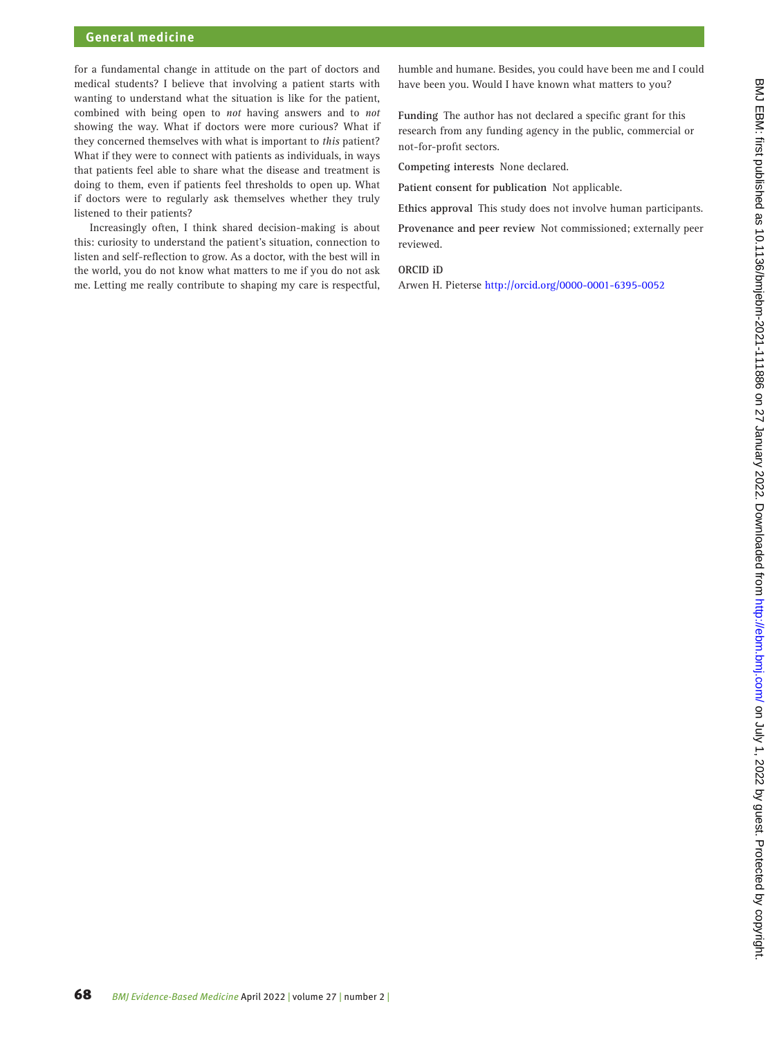for a fundamental change in attitude on the part of doctors and medical students? I believe that involving a patient starts with wanting to understand what the situation is like for the patient, combined with being open to *not* having answers and to *not* showing the way. What if doctors were more curious? What if they concerned themselves with what is important to *this* patient? What if they were to connect with patients as individuals, in ways that patients feel able to share what the disease and treatment is doing to them, even if patients feel thresholds to open up. What if doctors were to regularly ask themselves whether they truly listened to their patients?

Increasingly often, I think shared decision-making is about this: curiosity to understand the patient's situation, connection to listen and self-reflection to grow. As a doctor, with the best will in the world, you do not know what matters to me if you do not ask me. Letting me really contribute to shaping my care is respectful, humble and humane. Besides, you could have been me and I could have been you. Would I have known what matters to you?

**Funding** The author has not declared a specific grant for this research from any funding agency in the public, commercial or not-for-profit sectors.

**Competing interests** None declared.

**Patient consent for publication** Not applicable.

**Ethics approval** This study does not involve human participants.

**Provenance and peer review** Not commissioned; externally peer reviewed.

**ORCID iD**

Arwen H. Pieterse http://orcid.org/0000-0001-6395-0052